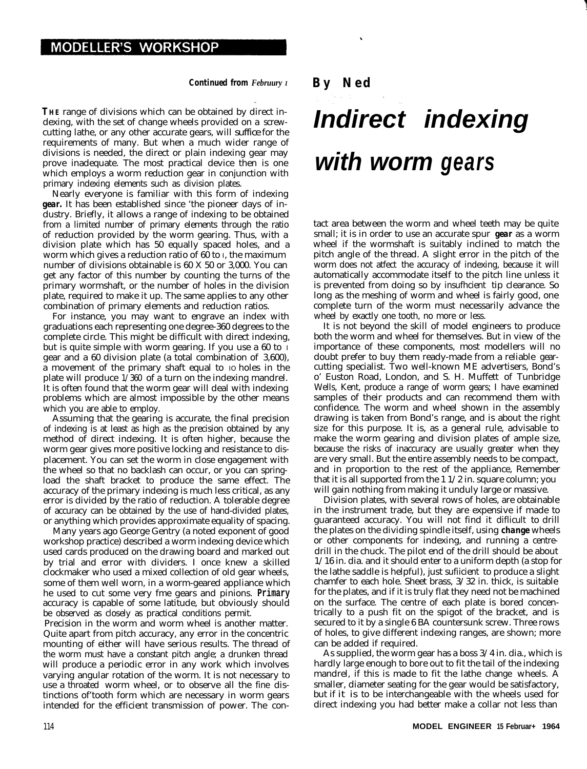MODELLER'S WORKSHOP

**Continued from** *Februury 1*

**By Ned**

# Indirect indexing with worm gears

**THE** range of divisions which can be obtained by direct indexing, with the set of change wheels provided on a screwcutting lathe, or any other accurate gears, will suffice for the requirements of many. But when a much wider range of divisions is needed, the direct or plain indexing gear may prove inadequate. The most practical device then is one which employs a worm reduction gear in conjunction with primary indexing elements such as division plates.

Nearly everyone is familiar with this form of indexing **gear.** It has been established since 'the pioneer days of industry. Briefly, it allows a range of indexing to be obtained from a limited number of primary elements through the ratio of reduction provided by the worm gearing. Thus, with a division plate which has 50 equally spaced holes, and a worm which gives a reduction ratio of 60 to 1, the maximum number of divisions obtainable is 60 X 50 or 3,000. You can get any factor of this number by counting the turns of the primary wormshaft, or the number of holes in the division plate, required to make it up. The same applies to any other combination of primary elements and reduction ratios.

For instance, you may want to engrave an index with graduations each representing one degree-360 degrees to the complete circle. This might be difficult with direct indexing, but is quite simple with worm gearing. If you use a 60 to 1 gear and a 60 division plate (a total combination of 3,600), a movement of the primary shaft equal to 10 holes in the plate will produce 1/360 of a turn on the indexing mandrel. It is often found that the worm gear will deal with indexing problems which are almost impossible by the other means which you are able to employ.

Assuming that the gearing is accurate, the final precision of indexing is at least as high as the precision obtained by any method of direct indexing. It is often higher, because the worm gear gives more positive locking and resistance to displacement. You can set the worm in close engagement with the wheel so that no backlash can occur, or you can spring-load the shaft bracket to produce the same effect. The accuracy of the primary indexing is much less critical, as any error is divided by the ratio of reduction. A tolerable degree of accuracy can be obtained by the use of hand-divided plates, or anything which provides approximate equality of spacing.

Many years ago George Gentry (a noted exponent of good workshop practice) described a worm indexing device which used cards produced on the drawing board and marked out by trial and error with dividers. I once knew a skilled clockmaker who used a mixed collection of old gear wheels, some of them well worn, in a worm-geared appliance which he used to cut some very fme gears and pinions. **Primary** accuracy is capable of some latitude, but obviously should be observed as closely as practical conditions permit.

Precision in the worm and worm wheel is another matter. Quite apart from pitch accuracy, any error in the concentric mounting of either will have serious results. The thread of the worm must have a constant pitch angle; a drunken thread will produce a periodic error in any work which involves varying angular rotation of the worm. It is not necessary to use a throated worm wheel, or to observe all the fine distinctions of'tooth form which are necessary in worm gears intended for the efficient transmission of power. The contact area between the worm and wheel teeth may be quite small; it is in order to use an accurate spur **gear** as a worm wheel if the wormshaft is suitably inclined to match the pitch angle of the thread. A slight error in the pitch of the worm does not atfect the accuracy of indexing, because it will automatically accommodate itself to the pitch line unless it is prevented from doing so by insufhcient tip clearance. So long as the meshing of worm and wheel is fairly good, one complete turn of the worm must necessarily advance the wheel by exactly one tooth, no more or less.

It is not beyond the skill of model engineers to produce both the worm and wheel for themselves. But in view of the importance of these components, most modellers will no doubt prefer to buy them ready-made from a reliable gear-cutting specialist. Two well-known ME advertisers, Bond's o' Euston Road, London, and S. H. Muffett of Tunbridge Wells, Kent, produce a range of worm gears; I have examined samples of their products and can recommend them with confidence. The worm and wheel shown in the assembly drawing is taken from Bond's range, and is about the right size for this purpose. It is, as a general rule, advisable to make the worm gearing and division plates of ample size, because the risks of inaccuracy are usually greater when they are very small. But the entire assembly needs to be compact, and in proportion to the rest of the appliance, Remember that it is all supported from the 1 1/2 in. square column; you will gain nothing from making it unduly large or massive.

Division plates, with several rows of holes, are obtainable in the instrument trade, but they are expensive if made to guaranteed accuracy. You will not find it difficult to drill the plates on the dividing spindle itself, using **change** wheels or other components for indexing, and running a centre-drill in the chuck. The pilot end of the drill should be about 1/16 in. dia. and it should enter to a uniform depth (a stop for the lathe saddle is helpful), just sufiicient to produce a slight chamfer to each hole. Sheet brass, 3/32 in. thick, is suitable for the plates, and if it is truly flat they need not be machined on the surface. The centre of each plate is bored concentrically to a push fit on the spigot of the bracket, and is secured to it by a single 6 BA countersunk screw. Three rows of holes, to give different indexing ranges, are shown; more can be added if required.

As supplied, the worm gear has a boss 3/4 in. dia., which is hardly large enough to bore out to fit the tail of the indexing mandrel, if this is made to fit the lathe change wheels. A smaller, diameter seating for the gear would be satisfactory, but if it is to be interchangeable with the wheels used for direct indexing you had better make a collar not less than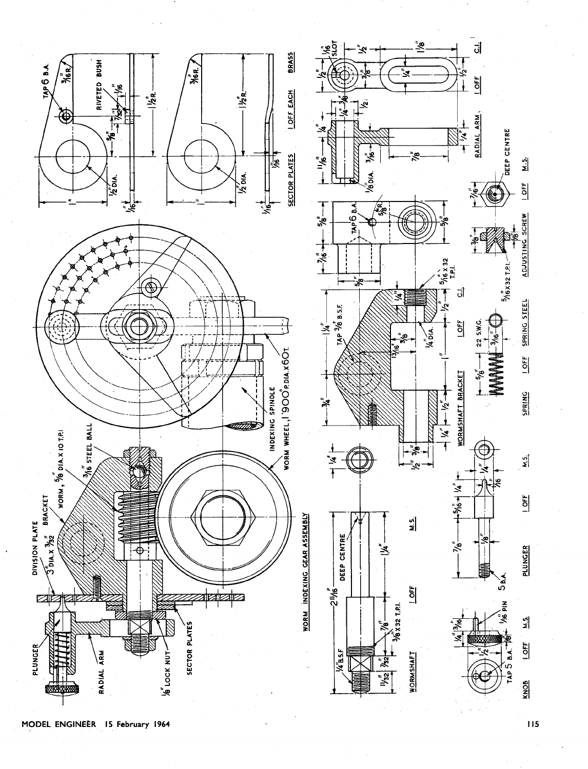## WORM INDEXING GEAR ASSEMBLY

PLUNGER

DIVISION PLATE 3" DIA. X 3/32"

BRACKET

WORM, 5/8" DIA. X 10 T.P.I.

3/16" STEEL BALL

RADIAL ARM

1/8" LOCK NUT

SECTOR PLATES

INDEXING SPINDLE

WORM WHEEL, 1·900" P. DIA. X 60T.

---

### SECTOR PLATES — 1 OFF EACH — BRASS

TAP 6 B.A.

3/16" R.

RIVETED BUSH

1/16"

7/32"

5/8"

1 1/2" R.

1/2" DIA.

1"

1/16"

---

### RADIAL ARM — 1 OFF — C.I.

1/16" SLOT

1/2"

3/8"

1/4"

1 1/8"

11/16"

3/16"

1/8" DIA.

7/8"

---

### WORMSHAFT BRACKET — 1 OFF — C.I.

TAP 6 B.A.

5/8" R.

5/8"

7/16"

TAP 3/8" B.S.F.

1 1/4"

3/4"

5/16" X 32 T.P.I.

13/16"

3/8"

1/4" DIA.

1"

1/2"

---

### WORMSHAFT — 1 OFF — M.S.

2 11/16"

DEEP CENTRE

1/4" B.S.F.

7/8"

3/8" X 32 T.P.I.

1/32"

7/32"

1 1/4"

1/4"

1/2"

3/8"

---

### SPRING — 1 OFF — SPRING STEEL

5/8"

22 S.W.G.

3/16"

---

### ADJUSTING SCREW — 1 OFF — M.S.

3/8"

1/8"

5/16" X 32 T.P.I.

7/16"

DEEP CENTRE

---

### PLUNGER — 1 OFF — M.S.

7/8"

5/16"

1/4"

1/8"

1/16"

5 B.A.

---

### KNOB — 1 OFF — M.S.

1/4"

3/16"

1/2"

1/8"

1/16" PIN

TAP 5 B.A.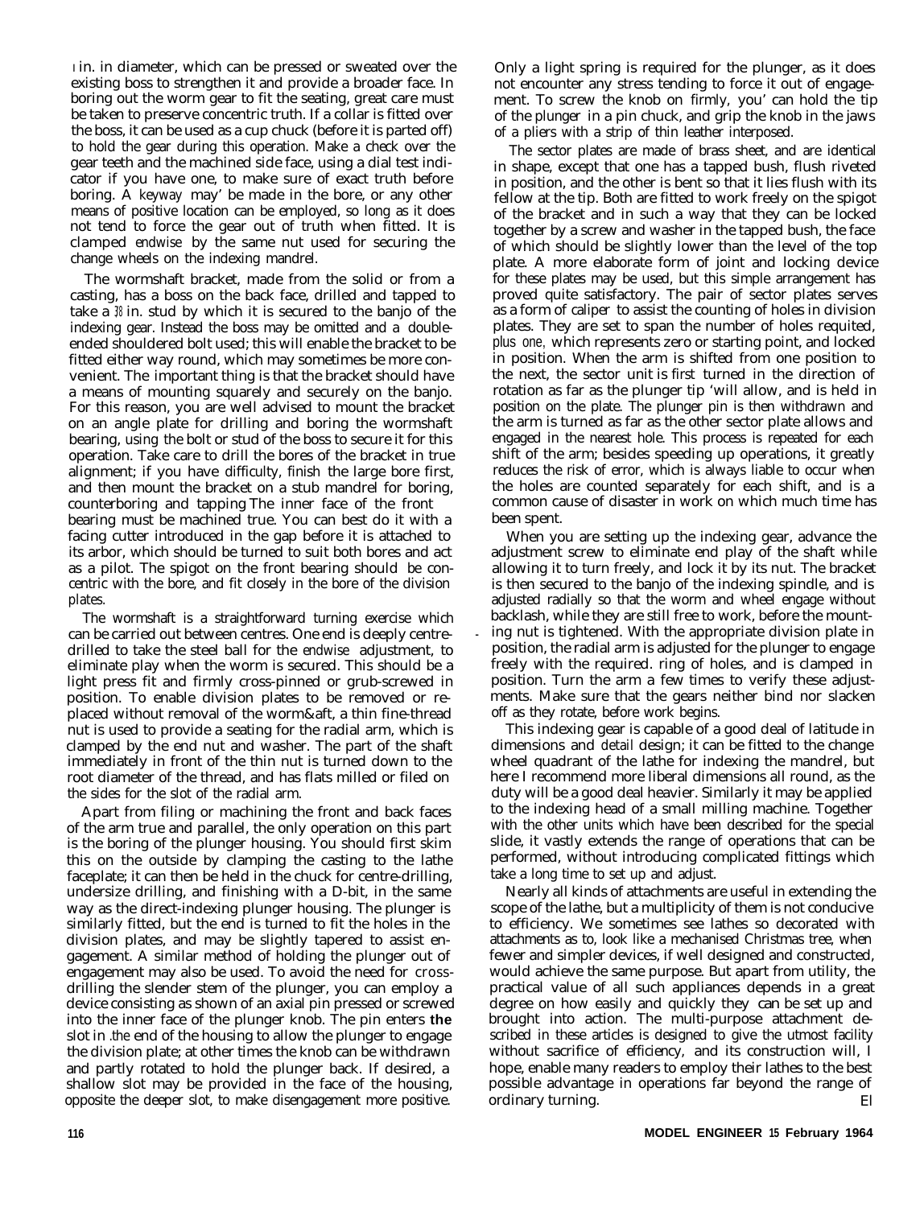1 in. in diameter, which can be pressed or sweated over the existing boss to strengthen it and provide a broader face. In boring out the worm gear to fit the seating, great care must be taken to preserve concentric truth. If a collar is fitted over the boss, it can be used as a cup chuck (before it is parted off) to hold the gear during this operation. Make a check over the gear teeth and the machined side face, using a dial test indicator if you have one, to make sure of exact truth before boring. A keyway may' be made in the bore, or any other means of positive location can be employed, so long as it does not tend to force the gear out of truth when fitted. It is clamped endwise by the same nut used for securing the change wheels on the indexing mandrel.

The wormshaft bracket, made from the solid or from a casting, has a boss on the back face, drilled and tapped to take a 3/8 in. stud by which it is secured to the banjo of the indexing gear. Instead the boss may be omitted and a double-ended shouldered bolt used; this will enable the bracket to be fitted either way round, which may sometimes be more convenient. The important thing is that the bracket should have a means of mounting squarely and securely on the banjo. For this reason, you are well advised to mount the bracket on an angle plate for drilling and boring the wormshaft bearing, using the bolt or stud of the boss to secure it for this operation. Take care to drill the bores of the bracket in true alignment; if you have difficulty, finish the large bore first, and then mount the bracket on a stub mandrel for boring, counterboring and tapping The inner face of the front bearing must be machined true. You can best do it with a facing cutter introduced in the gap before it is attached to its arbor, which should be turned to suit both bores and act as a pilot. The spigot on the front bearing should be concentric with the bore, and fit closely in the bore of the division plates.

The wormshaft is a straightforward turning exercise which can be carried out between centres. One end is deeply centre-drilled to take the steel ball for the endwise adjustment, to eliminate play when the worm is secured. This should be a light press fit and firmly cross-pinned or grub-screwed in position. To enable division plates to be removed or replaced without removal of the worm&aft, a thin fine-thread nut is used to provide a seating for the radial arm, which is clamped by the end nut and washer. The part of the shaft immediately in front of the thin nut is turned down to the root diameter of the thread, and has flats milled or filed on the sides for the slot of the radial arm.

Apart from filing or machining the front and back faces of the arm true and parallel, the only operation on this part is the boring of the plunger housing. You should first skim this on the outside by clamping the casting to the lathe faceplate; it can then be held in the chuck for centre-drilling, undersize drilling, and finishing with a D-bit, in the same way as the direct-indexing plunger housing. The plunger is similarly fitted, but the end is turned to fit the holes in the division plates, and may be slightly tapered to assist engagement. A similar method of holding the plunger out of engagement may also be used. To avoid the need for cross-drilling the slender stem of the plunger, you can employ a device consisting as shown of an axial pin pressed or screwed into the inner face of the plunger knob. The pin enters **the** slot in .the end of the housing to allow the plunger to engage the division plate; at other times the knob can be withdrawn and partly rotated to hold the plunger back. If desired, a shallow slot may be provided in the face of the housing, opposite the deeper slot, to make disengagement more positive.

Only a light spring is required for the plunger, as it does not encounter any stress tending to force it out of engagement. To screw the knob on firmly, you' can hold the tip of the plunger in a pin chuck, and grip the knob in the jaws of a pliers with a strip of thin leather interposed.

The sector plates are made of brass sheet, and are identical in shape, except that one has a tapped bush, flush riveted in position, and the other is bent so that it lies flush with its fellow at the tip. Both are fitted to work freely on the spigot of the bracket and in such a way that they can be locked together by a screw and washer in the tapped bush, the face of which should be slightly lower than the level of the top plate. A more elaborate form of joint and locking device for these plates may be used, but this simple arrangement has proved quite satisfactory. The pair of sector plates serves as a form of caliper to assist the counting of holes in division plates. They are set to span the number of holes requited, *plus one*, which represents zero or starting point, and locked in position. When the arm is shifted from one position to the next, the sector unit is first turned in the direction of rotation as far as the plunger tip 'will allow, and is held in position on the plate. The plunger pin is then withdrawn and the arm is turned as far as the other sector plate allows and engaged in the nearest hole. This process is repeated for each shift of the arm; besides speeding up operations, it greatly reduces the risk of error, which is always liable to occur when the holes are counted separately for each shift, and is a common cause of disaster in work on which much time has been spent.

When you are setting up the indexing gear, advance the adjustment screw to eliminate end play of the shaft while allowing it to turn freely, and lock it by its nut. The bracket is then secured to the banjo of the indexing spindle, and is adjusted radially so that the worm and wheel engage without backlash, while they are still free to work, before the mounting nut is tightened. With the appropriate division plate in position, the radial arm is adjusted for the plunger to engage freely with the required. ring of holes, and is clamped in position. Turn the arm a few times to verify these adjustments. Make sure that the gears neither bind nor slacken off as they rotate, before work begins.

This indexing gear is capable of a good deal of latitude in dimensions and detail design; it can be fitted to the change wheel quadrant of the lathe for indexing the mandrel, but here I recommend more liberal dimensions all round, as the duty will be a good deal heavier. Similarly it may be applied to the indexing head of a small milling machine. Together with the other units which have been described for the special slide, it vastly extends the range of operations that can be performed, without introducing complicated fittings which take a long time to set up and adjust.

Nearly all kinds of attachments are useful in extending the scope of the lathe, but a multiplicity of them is not conducive to efficiency. We sometimes see lathes so decorated with attachments as to, look like a mechanised Christmas tree, when fewer and simpler devices, if well designed and constructed, would achieve the same purpose. But apart from utility, the practical value of all such appliances depends in a great degree on how easily and quickly they can be set up and brought into action. The multi-purpose attachment described in these articles is designed to give the utmost facility without sacrifice of efficiency, and its construction will, I hope, enable many readers to employ their lathes to the best possible advantage in operations far beyond the range of ordinary turning. El